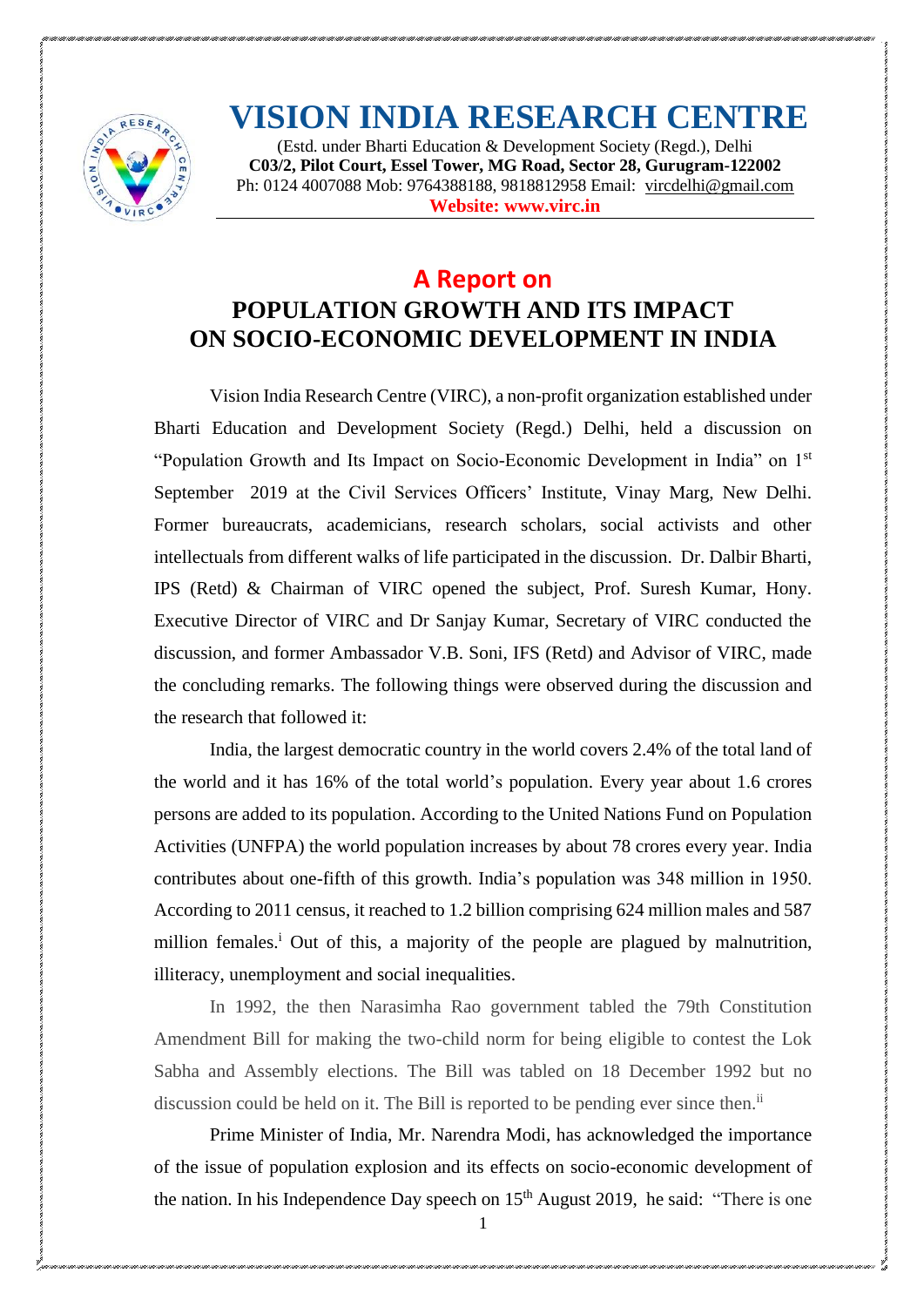# VISION INDIA RESEARCH CENTRE

(Estd. under Bharti Education & Development Society (Regd.), Delhi
**C03/2, Pilot Court, Essel Tower, MG Road, Sector 28, Gurugram-122002**
Ph: 0124 4007088 Mob: 9764388188, 9818812958 Email: vircdelhi@gmail.com
**Website: www.virc.in**

## A Report on

## POPULATION GROWTH AND ITS IMPACT ON SOCIO-ECONOMIC DEVELOPMENT IN INDIA

Vision India Research Centre (VIRC), a non-profit organization established under Bharti Education and Development Society (Regd.) Delhi, held a discussion on "Population Growth and Its Impact on Socio-Economic Development in India" on 1st September 2019 at the Civil Services Officers' Institute, Vinay Marg, New Delhi. Former bureaucrats, academicians, research scholars, social activists and other intellectuals from different walks of life participated in the discussion. Dr. Dalbir Bharti, IPS (Retd) & Chairman of VIRC opened the subject, Prof. Suresh Kumar, Hony. Executive Director of VIRC and Dr Sanjay Kumar, Secretary of VIRC conducted the discussion, and former Ambassador V.B. Soni, IFS (Retd) and Advisor of VIRC, made the concluding remarks. The following things were observed during the discussion and the research that followed it:

India, the largest democratic country in the world covers 2.4% of the total land of the world and it has 16% of the total world's population. Every year about 1.6 crores persons are added to its population. According to the United Nations Fund on Population Activities (UNFPA) the world population increases by about 78 crores every year. India contributes about one-fifth of this growth. India's population was 348 million in 1950. According to 2011 census, it reached to 1.2 billion comprising 624 million males and 587 million females.[i] Out of this, a majority of the people are plagued by malnutrition, illiteracy, unemployment and social inequalities.

In 1992, the then Narasimha Rao government tabled the 79th Constitution Amendment Bill for making the two-child norm for being eligible to contest the Lok Sabha and Assembly elections. The Bill was tabled on 18 December 1992 but no discussion could be held on it. The Bill is reported to be pending ever since then.[ii]

Prime Minister of India, Mr. Narendra Modi, has acknowledged the importance of the issue of population explosion and its effects on socio-economic development of the nation. In his Independence Day speech on 15th August 2019, he said: "There is one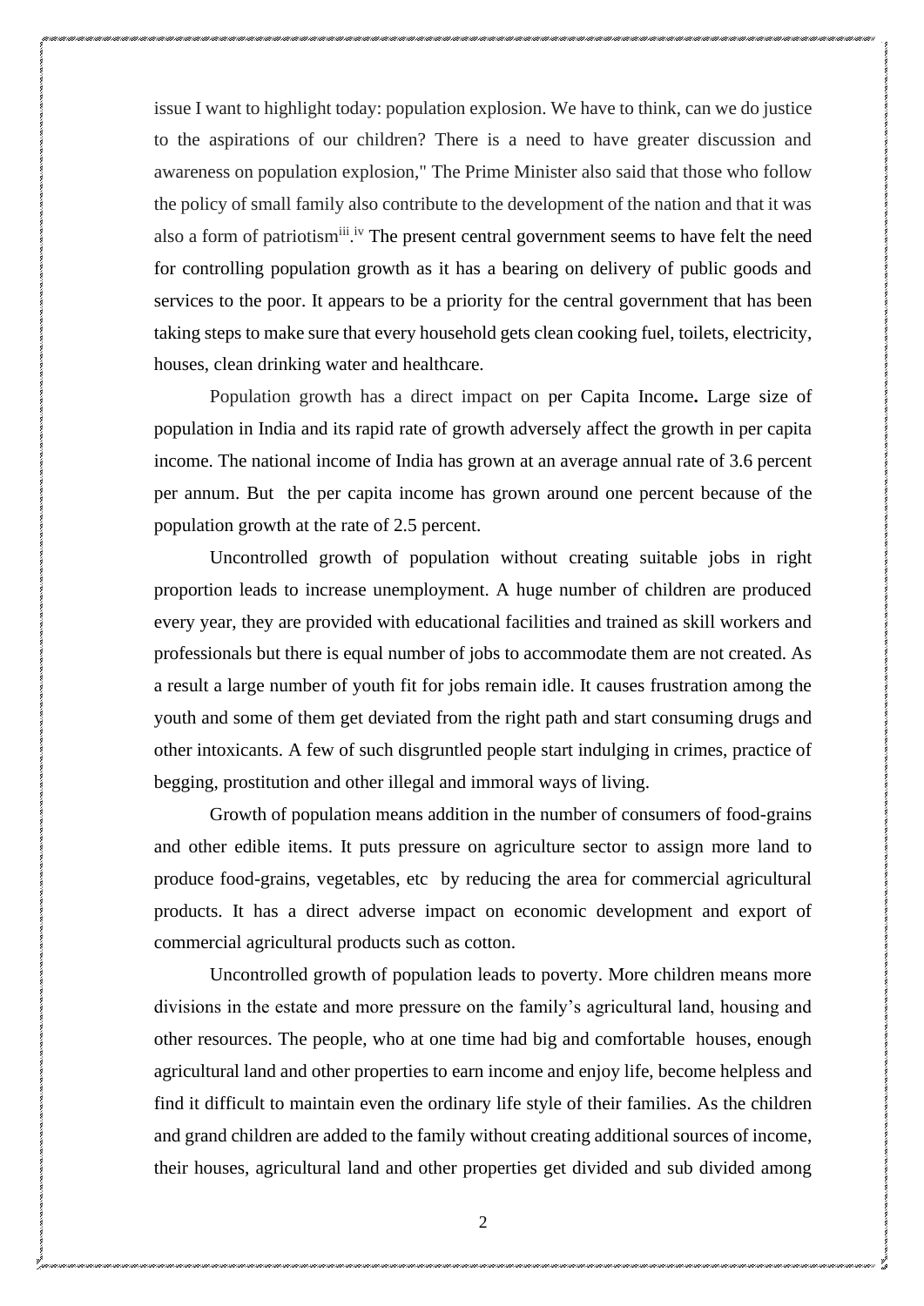issue I want to highlight today: population explosion. We have to think, can we do justice to the aspirations of our children? There is a need to have greater discussion and awareness on population explosion," The Prime Minister also said that those who follow the policy of small family also contribute to the development of the nation and that it was also a form of patriotism[iii].[iv] The present central government seems to have felt the need for controlling population growth as it has a bearing on delivery of public goods and services to the poor. It appears to be a priority for the central government that has been taking steps to make sure that every household gets clean cooking fuel, toilets, electricity, houses, clean drinking water and healthcare.

Population growth has a direct impact on per Capita Income**.** Large size of population in India and its rapid rate of growth adversely affect the growth in per capita income. The national income of India has grown at an average annual rate of 3.6 percent per annum. But the per capita income has grown around one percent because of the population growth at the rate of 2.5 percent.

Uncontrolled growth of population without creating suitable jobs in right proportion leads to increase unemployment. A huge number of children are produced every year, they are provided with educational facilities and trained as skill workers and professionals but there is equal number of jobs to accommodate them are not created. As a result a large number of youth fit for jobs remain idle. It causes frustration among the youth and some of them get deviated from the right path and start consuming drugs and other intoxicants. A few of such disgruntled people start indulging in crimes, practice of begging, prostitution and other illegal and immoral ways of living.

Growth of population means addition in the number of consumers of food-grains and other edible items. It puts pressure on agriculture sector to assign more land to produce food-grains, vegetables, etc by reducing the area for commercial agricultural products. It has a direct adverse impact on economic development and export of commercial agricultural products such as cotton.

Uncontrolled growth of population leads to poverty. More children means more divisions in the estate and more pressure on the family's agricultural land, housing and other resources. The people, who at one time had big and comfortable houses, enough agricultural land and other properties to earn income and enjoy life, become helpless and find it difficult to maintain even the ordinary life style of their families. As the children and grand children are added to the family without creating additional sources of income, their houses, agricultural land and other properties get divided and sub divided among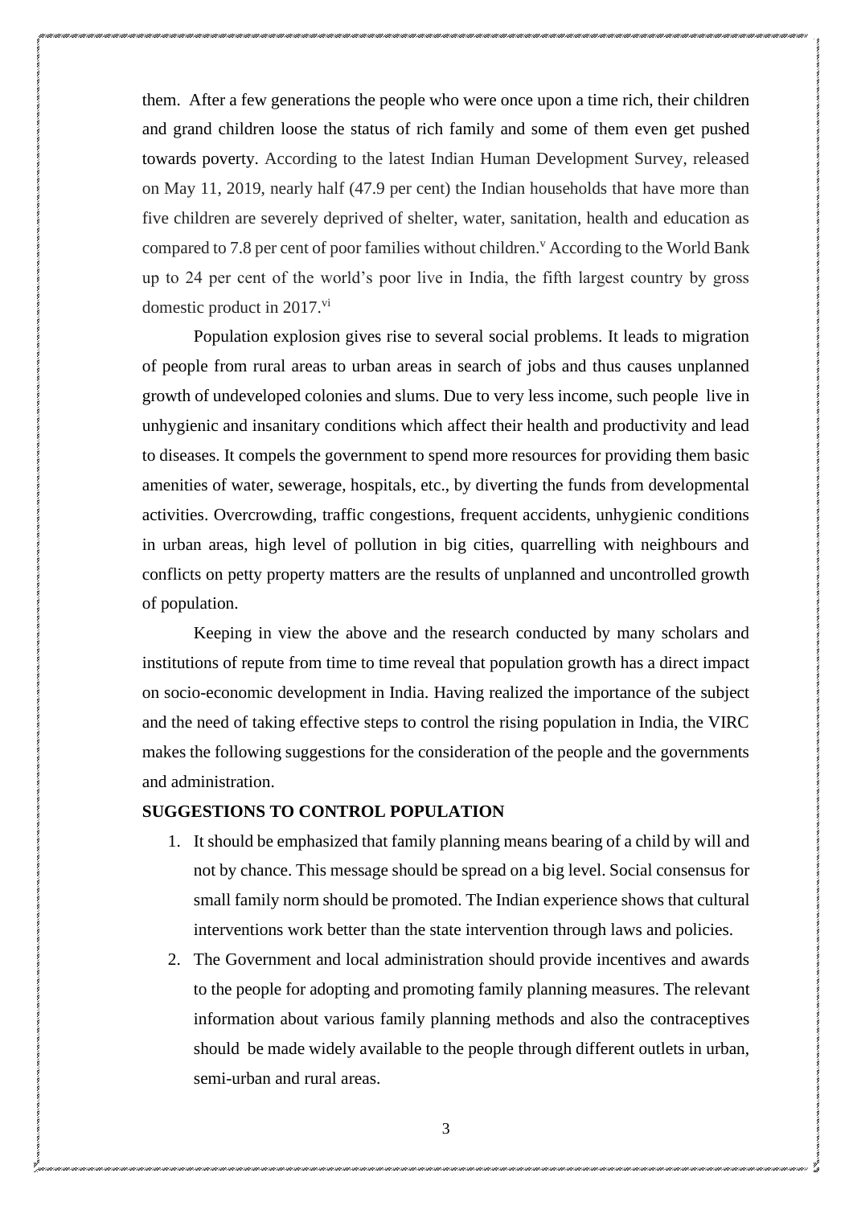them. After a few generations the people who were once upon a time rich, their children and grand children loose the status of rich family and some of them even get pushed towards poverty. According to the latest Indian Human Development Survey, released on May 11, 2019, nearly half (47.9 per cent) the Indian households that have more than five children are severely deprived of shelter, water, sanitation, health and education as compared to 7.8 per cent of poor families without children.[v] According to the World Bank up to 24 per cent of the world's poor live in India, the fifth largest country by gross domestic product in 2017.[vi]

Population explosion gives rise to several social problems. It leads to migration of people from rural areas to urban areas in search of jobs and thus causes unplanned growth of undeveloped colonies and slums. Due to very less income, such people live in unhygienic and insanitary conditions which affect their health and productivity and lead to diseases. It compels the government to spend more resources for providing them basic amenities of water, sewerage, hospitals, etc., by diverting the funds from developmental activities. Overcrowding, traffic congestions, frequent accidents, unhygienic conditions in urban areas, high level of pollution in big cities, quarrelling with neighbours and conflicts on petty property matters are the results of unplanned and uncontrolled growth of population.

Keeping in view the above and the research conducted by many scholars and institutions of repute from time to time reveal that population growth has a direct impact on socio-economic development in India. Having realized the importance of the subject and the need of taking effective steps to control the rising population in India, the VIRC makes the following suggestions for the consideration of the people and the governments and administration.

**SUGGESTIONS TO CONTROL POPULATION**

1. It should be emphasized that family planning means bearing of a child by will and not by chance. This message should be spread on a big level. Social consensus for small family norm should be promoted. The Indian experience shows that cultural interventions work better than the state intervention through laws and policies.
2. The Government and local administration should provide incentives and awards to the people for adopting and promoting family planning measures. The relevant information about various family planning methods and also the contraceptives should be made widely available to the people through different outlets in urban, semi-urban and rural areas.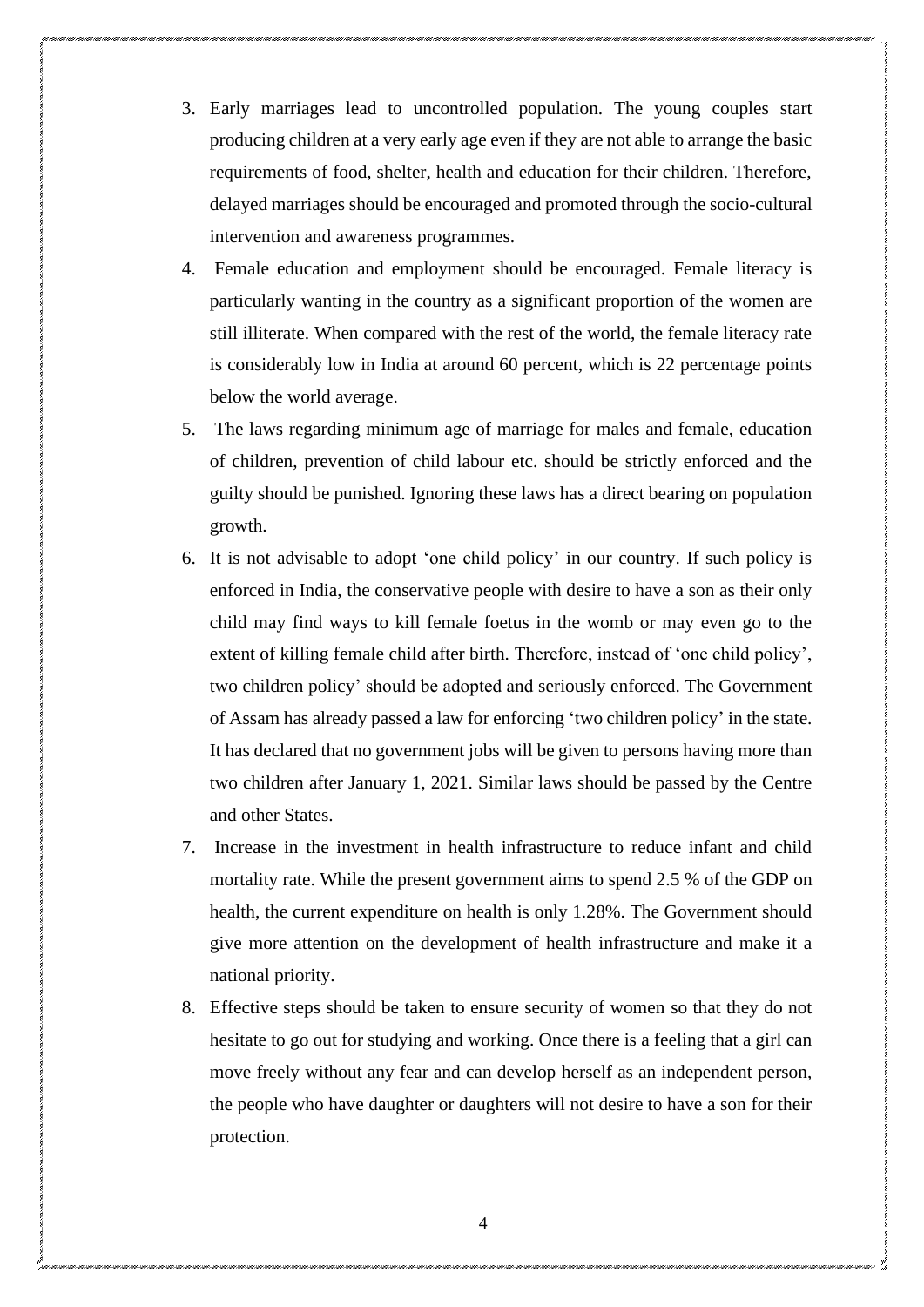3. Early marriages lead to uncontrolled population. The young couples start producing children at a very early age even if they are not able to arrange the basic requirements of food, shelter, health and education for their children. Therefore, delayed marriages should be encouraged and promoted through the socio-cultural intervention and awareness programmes.
4. Female education and employment should be encouraged. Female literacy is particularly wanting in the country as a significant proportion of the women are still illiterate. When compared with the rest of the world, the female literacy rate is considerably low in India at around 60 percent, which is 22 percentage points below the world average.
5. The laws regarding minimum age of marriage for males and female, education of children, prevention of child labour etc. should be strictly enforced and the guilty should be punished. Ignoring these laws has a direct bearing on population growth.
6. It is not advisable to adopt 'one child policy' in our country. If such policy is enforced in India, the conservative people with desire to have a son as their only child may find ways to kill female foetus in the womb or may even go to the extent of killing female child after birth. Therefore, instead of 'one child policy', two children policy' should be adopted and seriously enforced. The Government of Assam has already passed a law for enforcing 'two children policy' in the state. It has declared that no government jobs will be given to persons having more than two children after January 1, 2021. Similar laws should be passed by the Centre and other States.
7. Increase in the investment in health infrastructure to reduce infant and child mortality rate. While the present government aims to spend 2.5 % of the GDP on health, the current expenditure on health is only 1.28%. The Government should give more attention on the development of health infrastructure and make it a national priority.
8. Effective steps should be taken to ensure security of women so that they do not hesitate to go out for studying and working. Once there is a feeling that a girl can move freely without any fear and can develop herself as an independent person, the people who have daughter or daughters will not desire to have a son for their protection.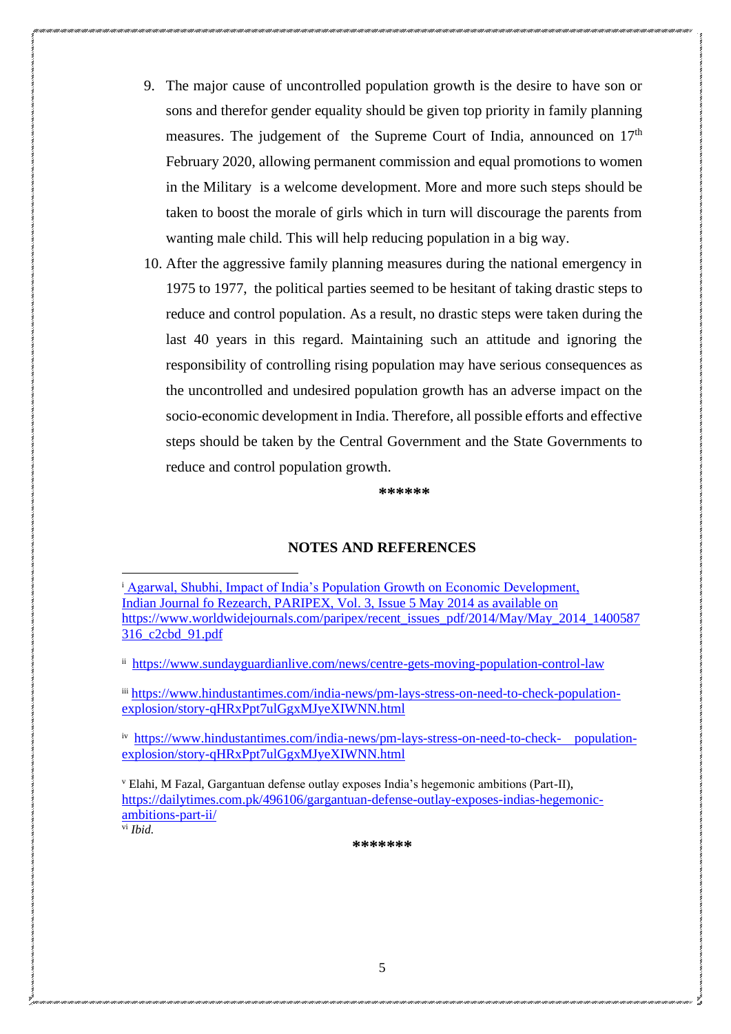9. The major cause of uncontrolled population growth is the desire to have son or sons and therefor gender equality should be given top priority in family planning measures. The judgement of the Supreme Court of India, announced on 17th February 2020, allowing permanent commission and equal promotions to women in the Military is a welcome development. More and more such steps should be taken to boost the morale of girls which in turn will discourage the parents from wanting male child. This will help reducing population in a big way.
10. After the aggressive family planning measures during the national emergency in 1975 to 1977, the political parties seemed to be hesitant of taking drastic steps to reduce and control population. As a result, no drastic steps were taken during the last 40 years in this regard. Maintaining such an attitude and ignoring the responsibility of controlling rising population may have serious consequences as the uncontrolled and undesired population growth has an adverse impact on the socio-economic development in India. Therefore, all possible efforts and effective steps should be taken by the Central Government and the State Governments to reduce and control population growth.

******

**NOTES AND REFERENCES**

[i] Agarwal, Shubhi, Impact of India's Population Growth on Economic Development, Indian Journal fo Rezearch, PARIPEX, Vol. 3, Issue 5 May 2014 as available on https://www.worldwidejournals.com/paripex/recent_issues_pdf/2014/May/May_2014_1400587316_c2cbd_91.pdf

[ii] https://www.sundayguardianlive.com/news/centre-gets-moving-population-control-law

[iii] https://www.hindustantimes.com/india-news/pm-lays-stress-on-need-to-check-population-explosion/story-qHRxPpt7ulGgxMJyeXIWNN.html

[iv] https://www.hindustantimes.com/india-news/pm-lays-stress-on-need-to-check- population-explosion/story-qHRxPpt7ulGgxMJyeXIWNN.html

[v] Elahi, M Fazal, Gargantuan defense outlay exposes India's hegemonic ambitions (Part-II), https://dailytimes.com.pk/496106/gargantuan-defense-outlay-exposes-indias-hegemonic-ambitions-part-ii/

[vi] *Ibid.*

*******